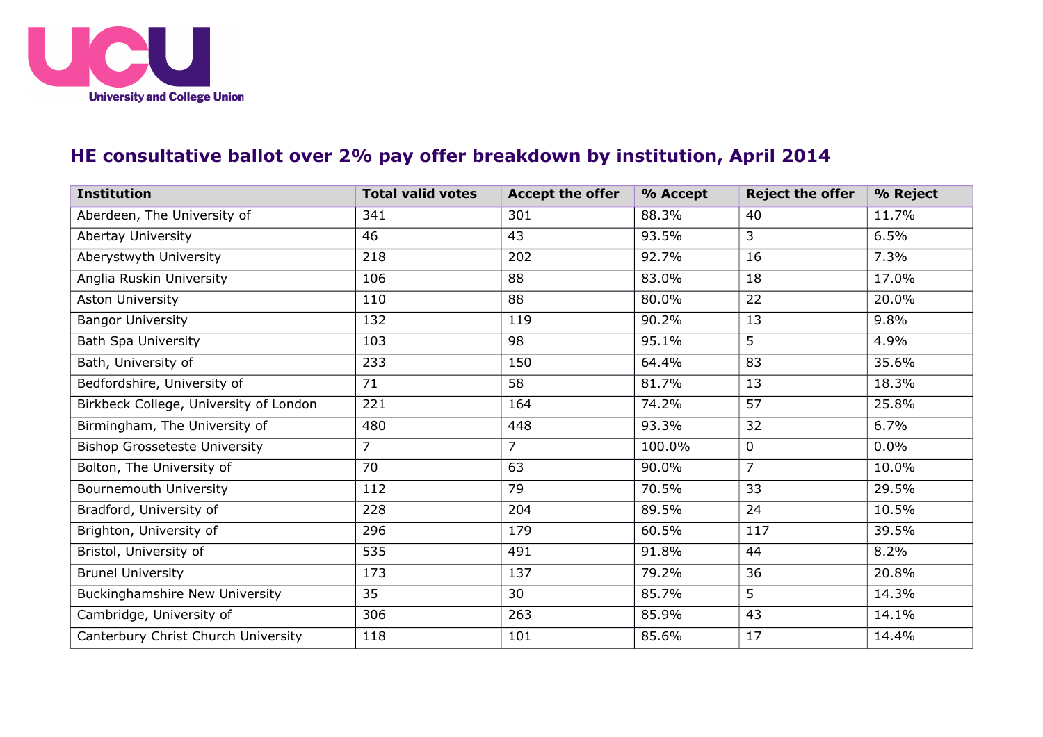# HE consultative ballot over 2% pay offer breakdown by institution, April 2014

| Institution | Total valid votes | Accept the offer | % Accept | Reject the offer | % Reject |
|---|---|---|---|---|---|
| Aberdeen, The University of | 341 | 301 | 88.3% | 40 | 11.7% |
| Abertay University | 46 | 43 | 93.5% | 3 | 6.5% |
| Aberystwyth University | 218 | 202 | 92.7% | 16 | 7.3% |
| Anglia Ruskin University | 106 | 88 | 83.0% | 18 | 17.0% |
| Aston University | 110 | 88 | 80.0% | 22 | 20.0% |
| Bangor University | 132 | 119 | 90.2% | 13 | 9.8% |
| Bath Spa University | 103 | 98 | 95.1% | 5 | 4.9% |
| Bath, University of | 233 | 150 | 64.4% | 83 | 35.6% |
| Bedfordshire, University of | 71 | 58 | 81.7% | 13 | 18.3% |
| Birkbeck College, University of London | 221 | 164 | 74.2% | 57 | 25.8% |
| Birmingham, The University of | 480 | 448 | 93.3% | 32 | 6.7% |
| Bishop Grosseteste University | 7 | 7 | 100.0% | 0 | 0.0% |
| Bolton, The University of | 70 | 63 | 90.0% | 7 | 10.0% |
| Bournemouth University | 112 | 79 | 70.5% | 33 | 29.5% |
| Bradford, University of | 228 | 204 | 89.5% | 24 | 10.5% |
| Brighton, University of | 296 | 179 | 60.5% | 117 | 39.5% |
| Bristol, University of | 535 | 491 | 91.8% | 44 | 8.2% |
| Brunel University | 173 | 137 | 79.2% | 36 | 20.8% |
| Buckinghamshire New University | 35 | 30 | 85.7% | 5 | 14.3% |
| Cambridge, University of | 306 | 263 | 85.9% | 43 | 14.1% |
| Canterbury Christ Church University | 118 | 101 | 85.6% | 17 | 14.4% |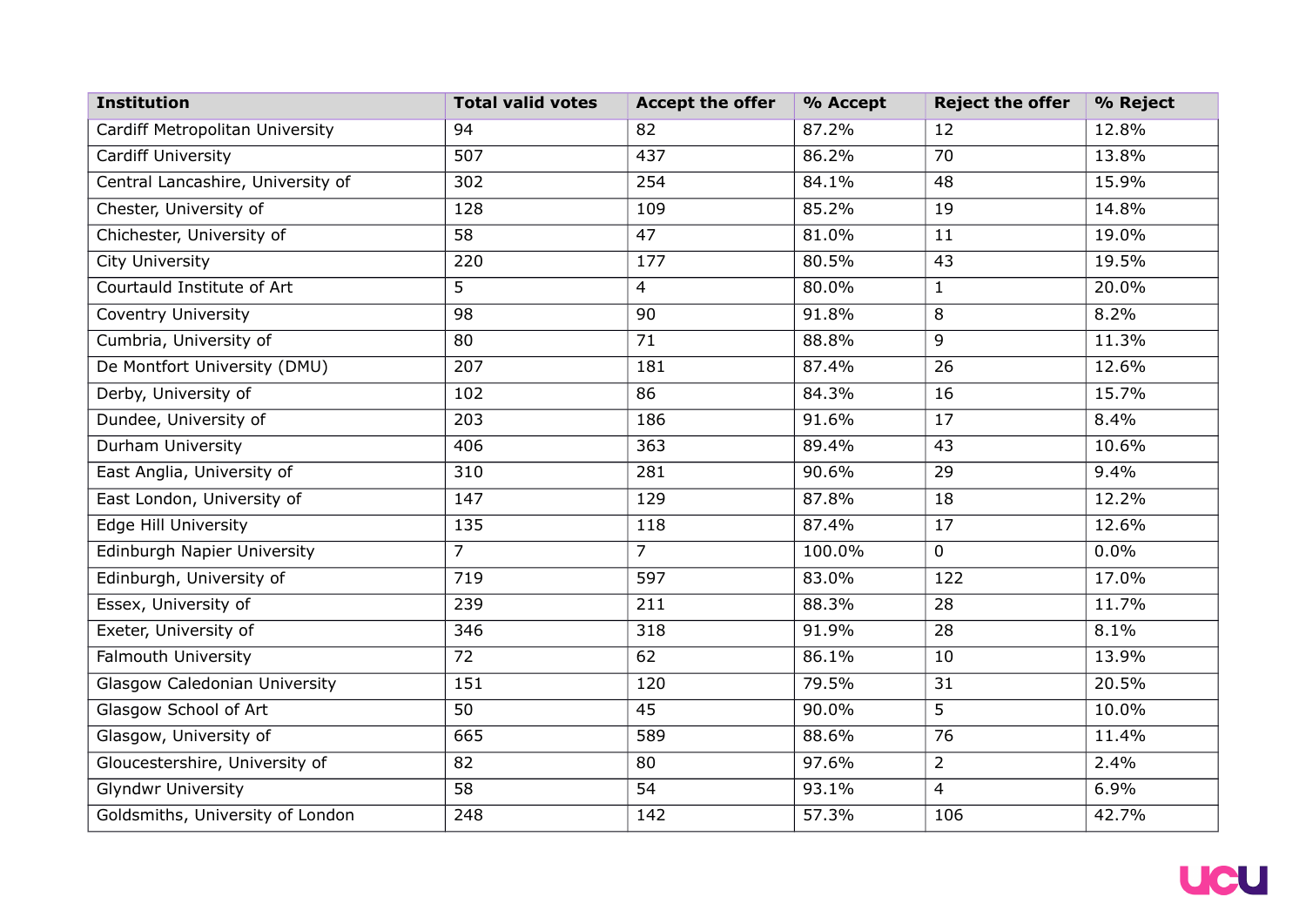| Institution | Total valid votes | Accept the offer | % Accept | Reject the offer | % Reject |
|---|---|---|---|---|---|
| Cardiff Metropolitan University | 94 | 82 | 87.2% | 12 | 12.8% |
| Cardiff University | 507 | 437 | 86.2% | 70 | 13.8% |
| Central Lancashire, University of | 302 | 254 | 84.1% | 48 | 15.9% |
| Chester, University of | 128 | 109 | 85.2% | 19 | 14.8% |
| Chichester, University of | 58 | 47 | 81.0% | 11 | 19.0% |
| City University | 220 | 177 | 80.5% | 43 | 19.5% |
| Courtauld Institute of Art | 5 | 4 | 80.0% | 1 | 20.0% |
| Coventry University | 98 | 90 | 91.8% | 8 | 8.2% |
| Cumbria, University of | 80 | 71 | 88.8% | 9 | 11.3% |
| De Montfort University (DMU) | 207 | 181 | 87.4% | 26 | 12.6% |
| Derby, University of | 102 | 86 | 84.3% | 16 | 15.7% |
| Dundee, University of | 203 | 186 | 91.6% | 17 | 8.4% |
| Durham University | 406 | 363 | 89.4% | 43 | 10.6% |
| East Anglia, University of | 310 | 281 | 90.6% | 29 | 9.4% |
| East London, University of | 147 | 129 | 87.8% | 18 | 12.2% |
| Edge Hill University | 135 | 118 | 87.4% | 17 | 12.6% |
| Edinburgh Napier University | 7 | 7 | 100.0% | 0 | 0.0% |
| Edinburgh, University of | 719 | 597 | 83.0% | 122 | 17.0% |
| Essex, University of | 239 | 211 | 88.3% | 28 | 11.7% |
| Exeter, University of | 346 | 318 | 91.9% | 28 | 8.1% |
| Falmouth University | 72 | 62 | 86.1% | 10 | 13.9% |
| Glasgow Caledonian University | 151 | 120 | 79.5% | 31 | 20.5% |
| Glasgow School of Art | 50 | 45 | 90.0% | 5 | 10.0% |
| Glasgow, University of | 665 | 589 | 88.6% | 76 | 11.4% |
| Gloucestershire, University of | 82 | 80 | 97.6% | 2 | 2.4% |
| Glyndwr University | 58 | 54 | 93.1% | 4 | 6.9% |
| Goldsmiths, University of London | 248 | 142 | 57.3% | 106 | 42.7% |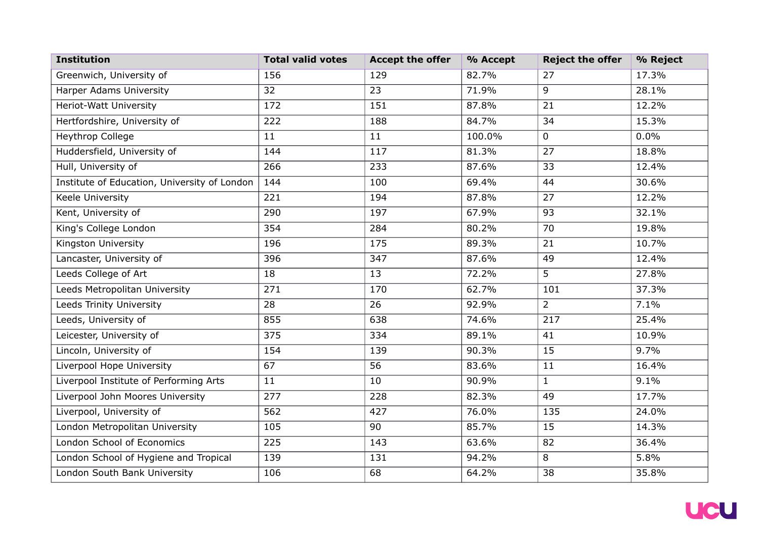| Institution | Total valid votes | Accept the offer | % Accept | Reject the offer | % Reject |
|---|---|---|---|---|---|
| Greenwich, University of | 156 | 129 | 82.7% | 27 | 17.3% |
| Harper Adams University | 32 | 23 | 71.9% | 9 | 28.1% |
| Heriot-Watt University | 172 | 151 | 87.8% | 21 | 12.2% |
| Hertfordshire, University of | 222 | 188 | 84.7% | 34 | 15.3% |
| Heythrop College | 11 | 11 | 100.0% | 0 | 0.0% |
| Huddersfield, University of | 144 | 117 | 81.3% | 27 | 18.8% |
| Hull, University of | 266 | 233 | 87.6% | 33 | 12.4% |
| Institute of Education, University of London | 144 | 100 | 69.4% | 44 | 30.6% |
| Keele University | 221 | 194 | 87.8% | 27 | 12.2% |
| Kent, University of | 290 | 197 | 67.9% | 93 | 32.1% |
| King's College London | 354 | 284 | 80.2% | 70 | 19.8% |
| Kingston University | 196 | 175 | 89.3% | 21 | 10.7% |
| Lancaster, University of | 396 | 347 | 87.6% | 49 | 12.4% |
| Leeds College of Art | 18 | 13 | 72.2% | 5 | 27.8% |
| Leeds Metropolitan University | 271 | 170 | 62.7% | 101 | 37.3% |
| Leeds Trinity University | 28 | 26 | 92.9% | 2 | 7.1% |
| Leeds, University of | 855 | 638 | 74.6% | 217 | 25.4% |
| Leicester, University of | 375 | 334 | 89.1% | 41 | 10.9% |
| Lincoln, University of | 154 | 139 | 90.3% | 15 | 9.7% |
| Liverpool Hope University | 67 | 56 | 83.6% | 11 | 16.4% |
| Liverpool Institute of Performing Arts | 11 | 10 | 90.9% | 1 | 9.1% |
| Liverpool John Moores University | 277 | 228 | 82.3% | 49 | 17.7% |
| Liverpool, University of | 562 | 427 | 76.0% | 135 | 24.0% |
| London Metropolitan University | 105 | 90 | 85.7% | 15 | 14.3% |
| London School of Economics | 225 | 143 | 63.6% | 82 | 36.4% |
| London School of Hygiene and Tropical | 139 | 131 | 94.2% | 8 | 5.8% |
| London South Bank University | 106 | 68 | 64.2% | 38 | 35.8% |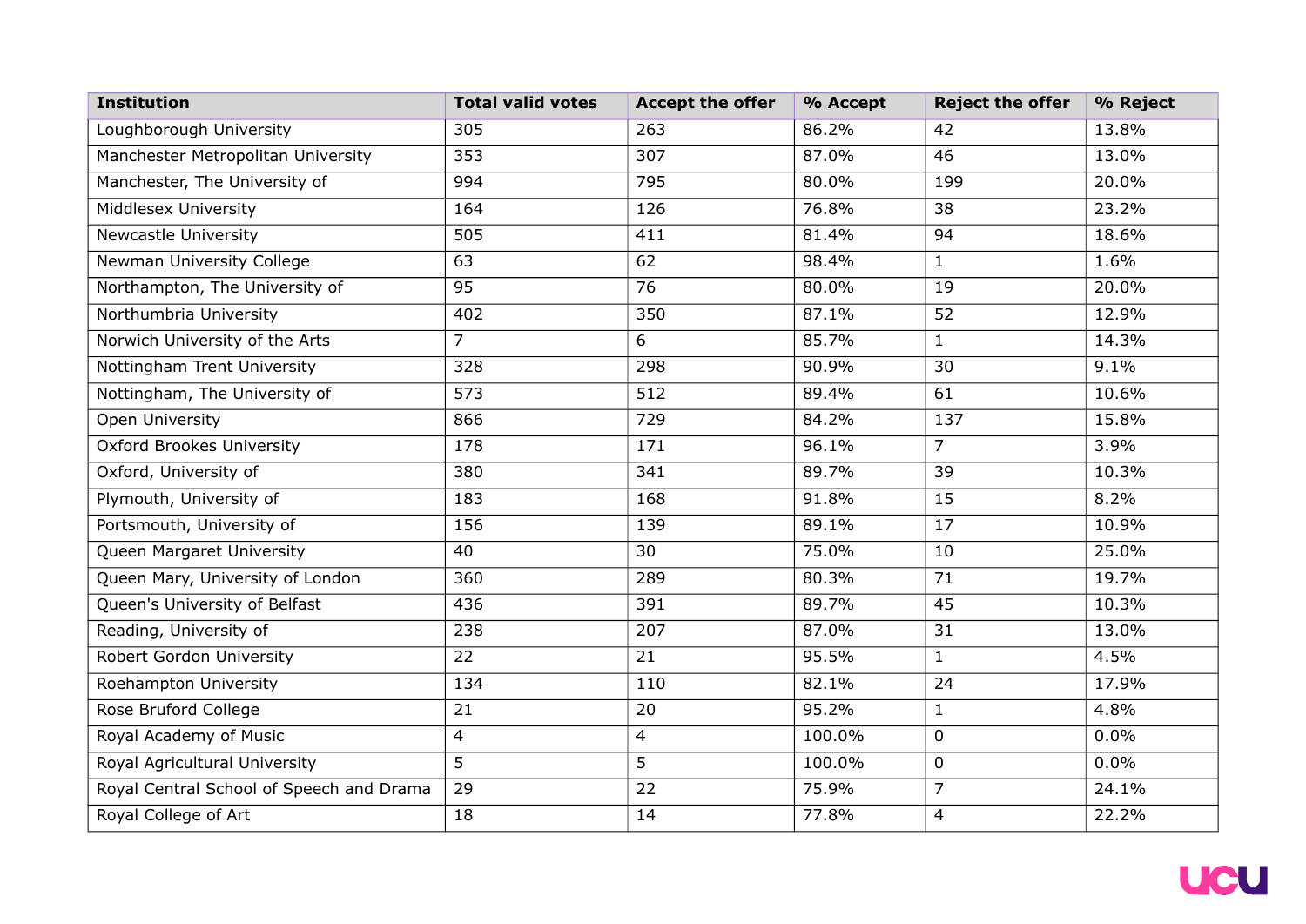| Institution | Total valid votes | Accept the offer | % Accept | Reject the offer | % Reject |
|---|---|---|---|---|---|
| Loughborough University | 305 | 263 | 86.2% | 42 | 13.8% |
| Manchester Metropolitan University | 353 | 307 | 87.0% | 46 | 13.0% |
| Manchester, The University of | 994 | 795 | 80.0% | 199 | 20.0% |
| Middlesex University | 164 | 126 | 76.8% | 38 | 23.2% |
| Newcastle University | 505 | 411 | 81.4% | 94 | 18.6% |
| Newman University College | 63 | 62 | 98.4% | 1 | 1.6% |
| Northampton, The University of | 95 | 76 | 80.0% | 19 | 20.0% |
| Northumbria University | 402 | 350 | 87.1% | 52 | 12.9% |
| Norwich University of the Arts | 7 | 6 | 85.7% | 1 | 14.3% |
| Nottingham Trent University | 328 | 298 | 90.9% | 30 | 9.1% |
| Nottingham, The University of | 573 | 512 | 89.4% | 61 | 10.6% |
| Open University | 866 | 729 | 84.2% | 137 | 15.8% |
| Oxford Brookes University | 178 | 171 | 96.1% | 7 | 3.9% |
| Oxford, University of | 380 | 341 | 89.7% | 39 | 10.3% |
| Plymouth, University of | 183 | 168 | 91.8% | 15 | 8.2% |
| Portsmouth, University of | 156 | 139 | 89.1% | 17 | 10.9% |
| Queen Margaret University | 40 | 30 | 75.0% | 10 | 25.0% |
| Queen Mary, University of London | 360 | 289 | 80.3% | 71 | 19.7% |
| Queen's University of Belfast | 436 | 391 | 89.7% | 45 | 10.3% |
| Reading, University of | 238 | 207 | 87.0% | 31 | 13.0% |
| Robert Gordon University | 22 | 21 | 95.5% | 1 | 4.5% |
| Roehampton University | 134 | 110 | 82.1% | 24 | 17.9% |
| Rose Bruford College | 21 | 20 | 95.2% | 1 | 4.8% |
| Royal Academy of Music | 4 | 4 | 100.0% | 0 | 0.0% |
| Royal Agricultural University | 5 | 5 | 100.0% | 0 | 0.0% |
| Royal Central School of Speech and Drama | 29 | 22 | 75.9% | 7 | 24.1% |
| Royal College of Art | 18 | 14 | 77.8% | 4 | 22.2% |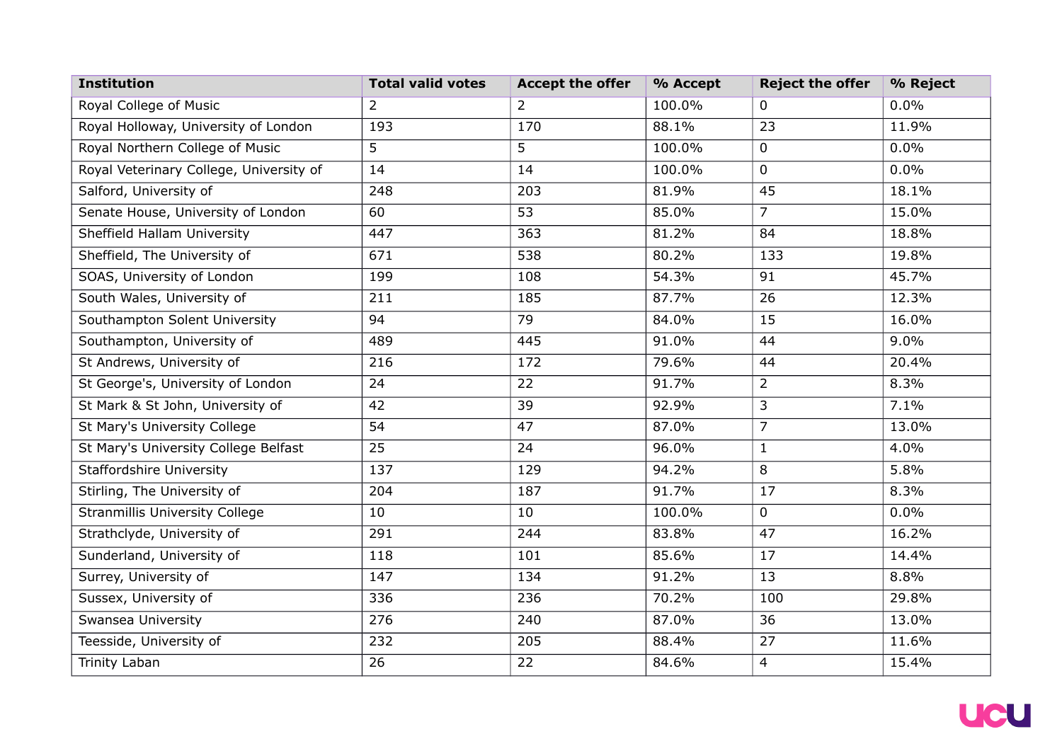| Institution | Total valid votes | Accept the offer | % Accept | Reject the offer | % Reject |
|---|---|---|---|---|---|
| Royal College of Music | 2 | 2 | 100.0% | 0 | 0.0% |
| Royal Holloway, University of London | 193 | 170 | 88.1% | 23 | 11.9% |
| Royal Northern College of Music | 5 | 5 | 100.0% | 0 | 0.0% |
| Royal Veterinary College, University of | 14 | 14 | 100.0% | 0 | 0.0% |
| Salford, University of | 248 | 203 | 81.9% | 45 | 18.1% |
| Senate House, University of London | 60 | 53 | 85.0% | 7 | 15.0% |
| Sheffield Hallam University | 447 | 363 | 81.2% | 84 | 18.8% |
| Sheffield, The University of | 671 | 538 | 80.2% | 133 | 19.8% |
| SOAS, University of London | 199 | 108 | 54.3% | 91 | 45.7% |
| South Wales, University of | 211 | 185 | 87.7% | 26 | 12.3% |
| Southampton Solent University | 94 | 79 | 84.0% | 15 | 16.0% |
| Southampton, University of | 489 | 445 | 91.0% | 44 | 9.0% |
| St Andrews, University of | 216 | 172 | 79.6% | 44 | 20.4% |
| St George's, University of London | 24 | 22 | 91.7% | 2 | 8.3% |
| St Mark & St John, University of | 42 | 39 | 92.9% | 3 | 7.1% |
| St Mary's University College | 54 | 47 | 87.0% | 7 | 13.0% |
| St Mary's University College Belfast | 25 | 24 | 96.0% | 1 | 4.0% |
| Staffordshire University | 137 | 129 | 94.2% | 8 | 5.8% |
| Stirling, The University of | 204 | 187 | 91.7% | 17 | 8.3% |
| Stranmillis University College | 10 | 10 | 100.0% | 0 | 0.0% |
| Strathclyde, University of | 291 | 244 | 83.8% | 47 | 16.2% |
| Sunderland, University of | 118 | 101 | 85.6% | 17 | 14.4% |
| Surrey, University of | 147 | 134 | 91.2% | 13 | 8.8% |
| Sussex, University of | 336 | 236 | 70.2% | 100 | 29.8% |
| Swansea University | 276 | 240 | 87.0% | 36 | 13.0% |
| Teesside, University of | 232 | 205 | 88.4% | 27 | 11.6% |
| Trinity Laban | 26 | 22 | 84.6% | 4 | 15.4% |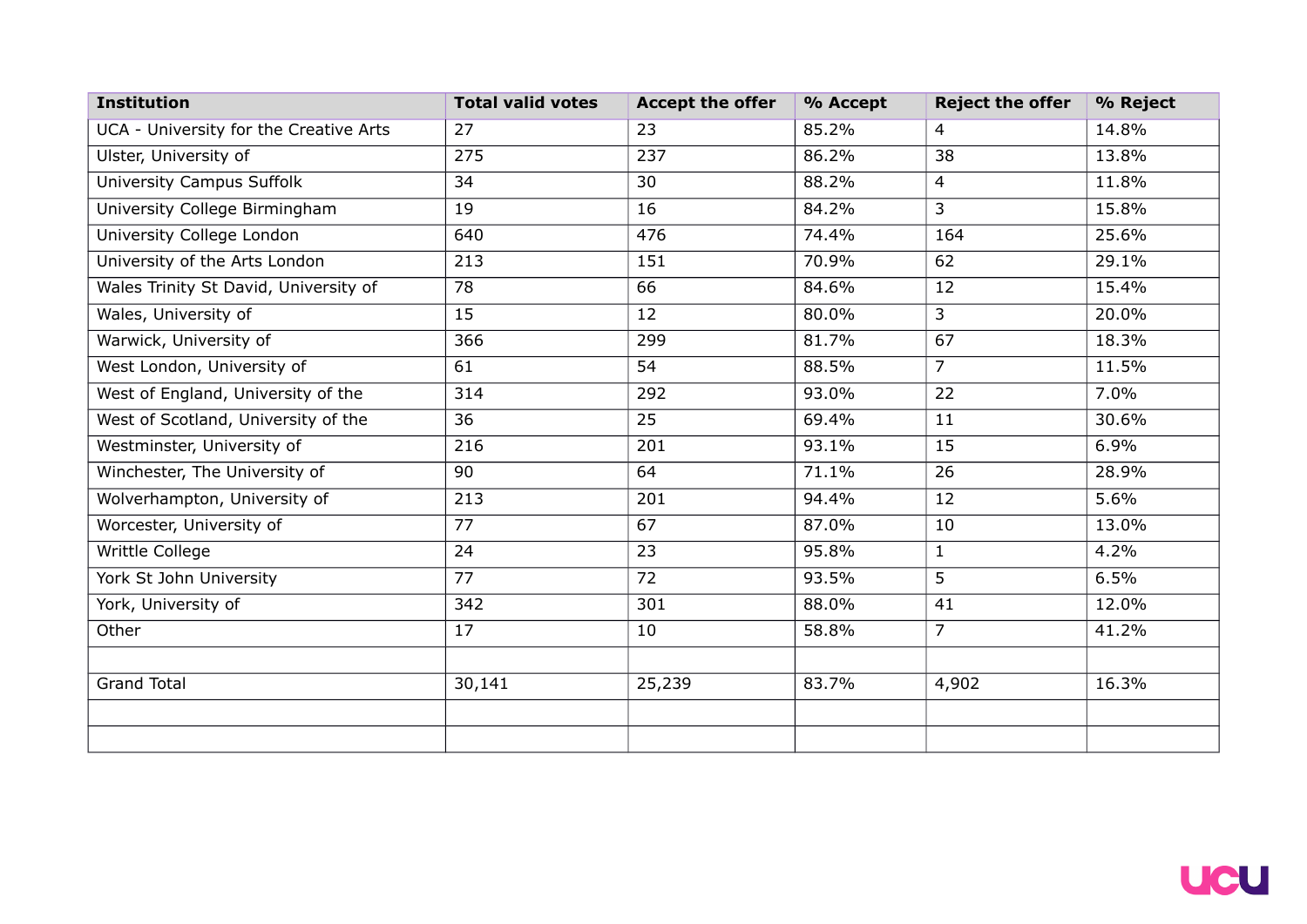| Institution | Total valid votes | Accept the offer | % Accept | Reject the offer | % Reject |
|---|---|---|---|---|---|
| UCA - University for the Creative Arts | 27 | 23 | 85.2% | 4 | 14.8% |
| Ulster, University of | 275 | 237 | 86.2% | 38 | 13.8% |
| University Campus Suffolk | 34 | 30 | 88.2% | 4 | 11.8% |
| University College Birmingham | 19 | 16 | 84.2% | 3 | 15.8% |
| University College London | 640 | 476 | 74.4% | 164 | 25.6% |
| University of the Arts London | 213 | 151 | 70.9% | 62 | 29.1% |
| Wales Trinity St David, University of | 78 | 66 | 84.6% | 12 | 15.4% |
| Wales, University of | 15 | 12 | 80.0% | 3 | 20.0% |
| Warwick, University of | 366 | 299 | 81.7% | 67 | 18.3% |
| West London, University of | 61 | 54 | 88.5% | 7 | 11.5% |
| West of England, University of the | 314 | 292 | 93.0% | 22 | 7.0% |
| West of Scotland, University of the | 36 | 25 | 69.4% | 11 | 30.6% |
| Westminster, University of | 216 | 201 | 93.1% | 15 | 6.9% |
| Winchester, The University of | 90 | 64 | 71.1% | 26 | 28.9% |
| Wolverhampton, University of | 213 | 201 | 94.4% | 12 | 5.6% |
| Worcester, University of | 77 | 67 | 87.0% | 10 | 13.0% |
| Writtle College | 24 | 23 | 95.8% | 1 | 4.2% |
| York St John University | 77 | 72 | 93.5% | 5 | 6.5% |
| York, University of | 342 | 301 | 88.0% | 41 | 12.0% |
| Other | 17 | 10 | 58.8% | 7 | 41.2% |
| | | | | | |
| Grand Total | 30,141 | 25,239 | 83.7% | 4,902 | 16.3% |
| | | | | | |
| | | | | | |